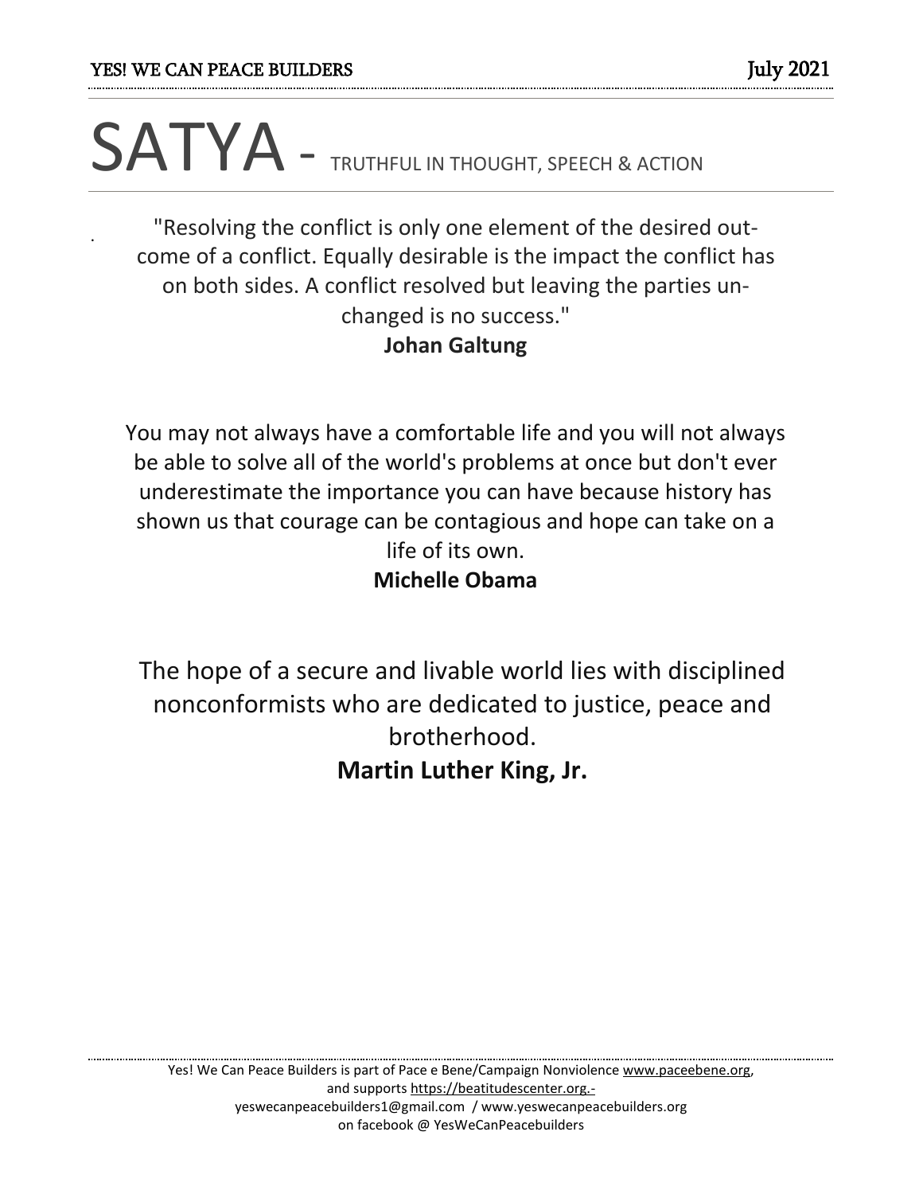# SATYA - TRUTHFUL IN THOUGHT, SPEECH & ACTION

"Resolving the conflict is only one element of the desired outcome of a conflict. Equally desirable is the impact the conflict has on both sides. A conflict resolved but leaving the parties unchanged is no success."
**Johan Galtung**

You may not always have a comfortable life and you will not always be able to solve all of the world's problems at once but don't ever underestimate the importance you can have because history has shown us that courage can be contagious and hope can take on a life of its own.
**Michelle Obama**

The hope of a secure and livable world lies with disciplined nonconformists who are dedicated to justice, peace and brotherhood.
**Martin Luther King, Jr.**

Yes! We Can Peace Builders is part of Pace e Bene/Campaign Nonviolence www.paceebene.org, and supports https://beatitudescenter.org.-
yeswecanpeacebuilders1@gmail.com / www.yeswecanpeacebuilders.org
on facebook @ YesWeCanPeacebuilders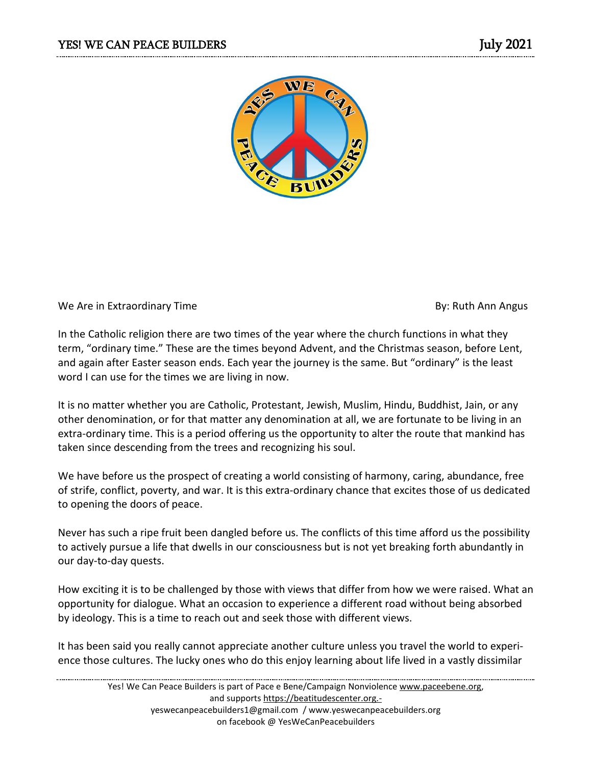We Are in Extraordinary Time

By: Ruth Ann Angus

In the Catholic religion there are two times of the year where the church functions in what they term, "ordinary time." These are the times beyond Advent, and the Christmas season, before Lent, and again after Easter season ends. Each year the journey is the same. But "ordinary" is the least word I can use for the times we are living in now.

It is no matter whether you are Catholic, Protestant, Jewish, Muslim, Hindu, Buddhist, Jain, or any other denomination, or for that matter any denomination at all, we are fortunate to be living in an extra-ordinary time. This is a period offering us the opportunity to alter the route that mankind has taken since descending from the trees and recognizing his soul.

We have before us the prospect of creating a world consisting of harmony, caring, abundance, free of strife, conflict, poverty, and war. It is this extra-ordinary chance that excites those of us dedicated to opening the doors of peace.

Never has such a ripe fruit been dangled before us. The conflicts of this time afford us the possibility to actively pursue a life that dwells in our consciousness but is not yet breaking forth abundantly in our day-to-day quests.

How exciting it is to be challenged by those with views that differ from how we were raised. What an opportunity for dialogue. What an occasion to experience a different road without being absorbed by ideology. This is a time to reach out and seek those with different views.

It has been said you really cannot appreciate another culture unless you travel the world to experience those cultures. The lucky ones who do this enjoy learning about life lived in a vastly dissimilar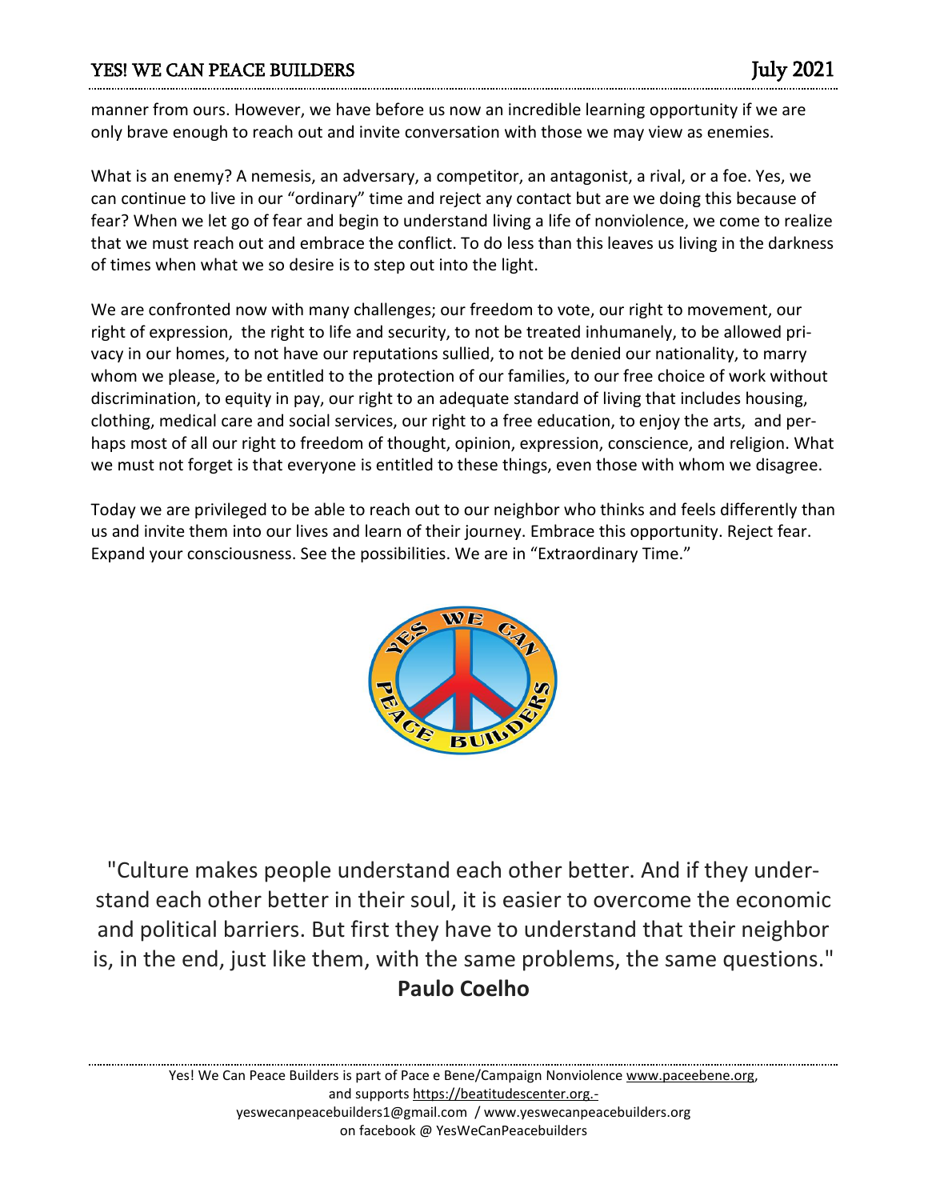manner from ours. However, we have before us now an incredible learning opportunity if we are only brave enough to reach out and invite conversation with those we may view as enemies.

What is an enemy? A nemesis, an adversary, a competitor, an antagonist, a rival, or a foe. Yes, we can continue to live in our "ordinary" time and reject any contact but are we doing this because of fear? When we let go of fear and begin to understand living a life of nonviolence, we come to realize that we must reach out and embrace the conflict. To do less than this leaves us living in the darkness of times when what we so desire is to step out into the light.

We are confronted now with many challenges; our freedom to vote, our right to movement, our right of expression, the right to life and security, to not be treated inhumanely, to be allowed privacy in our homes, to not have our reputations sullied, to not be denied our nationality, to marry whom we please, to be entitled to the protection of our families, to our free choice of work without discrimination, to equity in pay, our right to an adequate standard of living that includes housing, clothing, medical care and social services, our right to a free education, to enjoy the arts, and perhaps most of all our right to freedom of thought, opinion, expression, conscience, and religion. What we must not forget is that everyone is entitled to these things, even those with whom we disagree.

Today we are privileged to be able to reach out to our neighbor who thinks and feels differently than us and invite them into our lives and learn of their journey. Embrace this opportunity. Reject fear. Expand your consciousness. See the possibilities. We are in "Extraordinary Time."

"Culture makes people understand each other better. And if they understand each other better in their soul, it is easier to overcome the economic and political barriers. But first they have to understand that their neighbor is, in the end, just like them, with the same problems, the same questions."
**Paulo Coelho**

Yes! We Can Peace Builders is part of Pace e Bene/Campaign Nonviolence www.paceebene.org, and supports https://beatitudescenter.org.-
yeswecanpeacebuilders1@gmail.com / www.yeswecanpeacebuilders.org
on facebook @ YesWeCanPeacebuilders